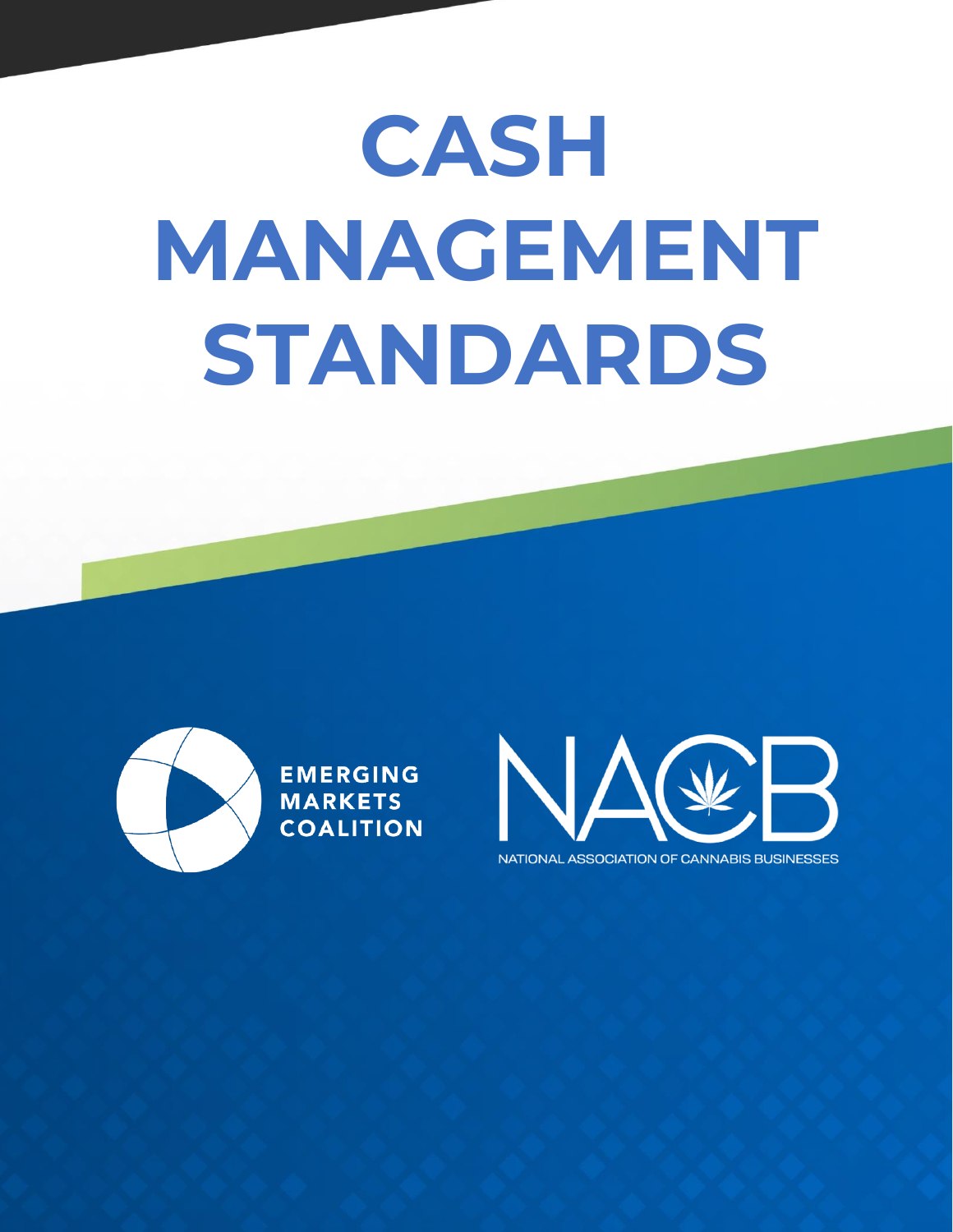# CASH MANAGEMENT STANDARDS

EMERGING MARKETS COALITION

NACB

NATIONAL ASSOCIATION OF CANNABIS BUSINESSES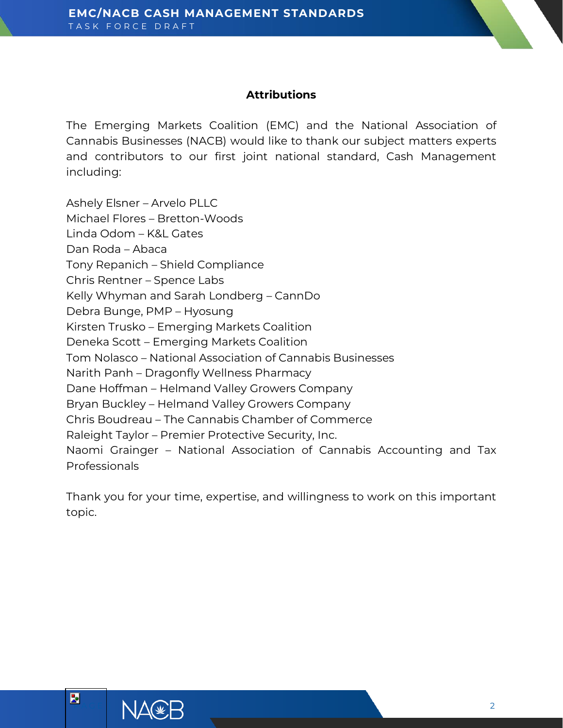## Attributions

The Emerging Markets Coalition (EMC) and the National Association of Cannabis Businesses (NACB) would like to thank our subject matters experts and contributors to our first joint national standard, Cash Management including:

Ashely Elsner – Arvelo PLLC
Michael Flores – Bretton-Woods
Linda Odom – K&L Gates
Dan Roda – Abaca
Tony Repanich – Shield Compliance
Chris Rentner – Spence Labs
Kelly Whyman and Sarah Londberg – CannDo
Debra Bunge, PMP – Hyosung
Kirsten Trusko – Emerging Markets Coalition
Deneka Scott – Emerging Markets Coalition
Tom Nolasco – National Association of Cannabis Businesses
Narith Panh – Dragonfly Wellness Pharmacy
Dane Hoffman – Helmand Valley Growers Company
Bryan Buckley – Helmand Valley Growers Company
Chris Boudreau – The Cannabis Chamber of Commerce
Raleight Taylor – Premier Protective Security, Inc.
Naomi Grainger – National Association of Cannabis Accounting and Tax Professionals

Thank you for your time, expertise, and willingness to work on this important topic.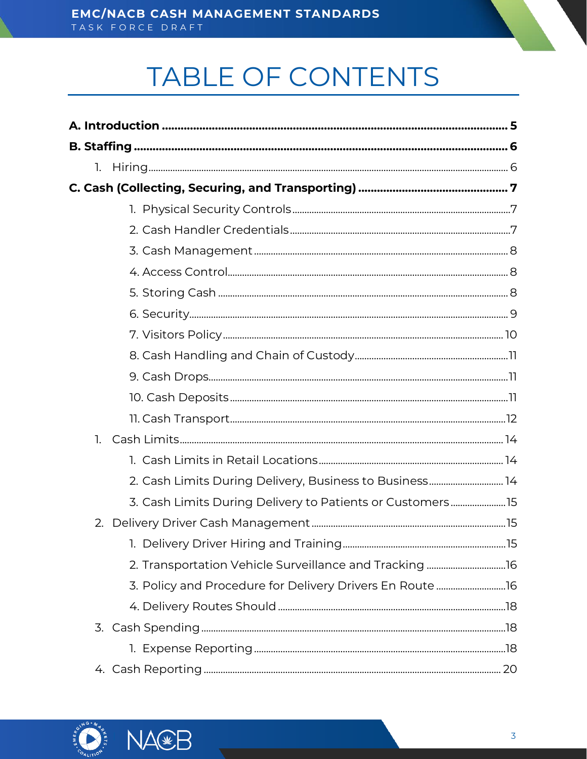# TABLE OF CONTENTS

**A. Introduction** .......... **5**

**B. Staffing** .......... **6**

1. Hiring .......... 6

**C. Cash (Collecting, Securing, and Transporting)** .......... **7**

   1. Physical Security Controls .......... 7
   2. Cash Handler Credentials .......... 7
   3. Cash Management .......... 8
   4. Access Control .......... 8
   5. Storing Cash .......... 8
   6. Security .......... 9
   7. Visitors Policy .......... 10
   8. Cash Handling and Chain of Custody .......... 11
   9. Cash Drops .......... 11
   10. Cash Deposits .......... 11
   11. Cash Transport .......... 12

1. Cash Limits .......... 14
   1. Cash Limits in Retail Locations .......... 14
   2. Cash Limits During Delivery, Business to Business .......... 14
   3. Cash Limits During Delivery to Patients or Customers .......... 15
2. Delivery Driver Cash Management .......... 15
   1. Delivery Driver Hiring and Training .......... 15
   2. Transportation Vehicle Surveillance and Tracking .......... 16
   3. Policy and Procedure for Delivery Drivers En Route .......... 16
   4. Delivery Routes Should .......... 18
3. Cash Spending .......... 18
   1. Expense Reporting .......... 18
4. Cash Reporting .......... 20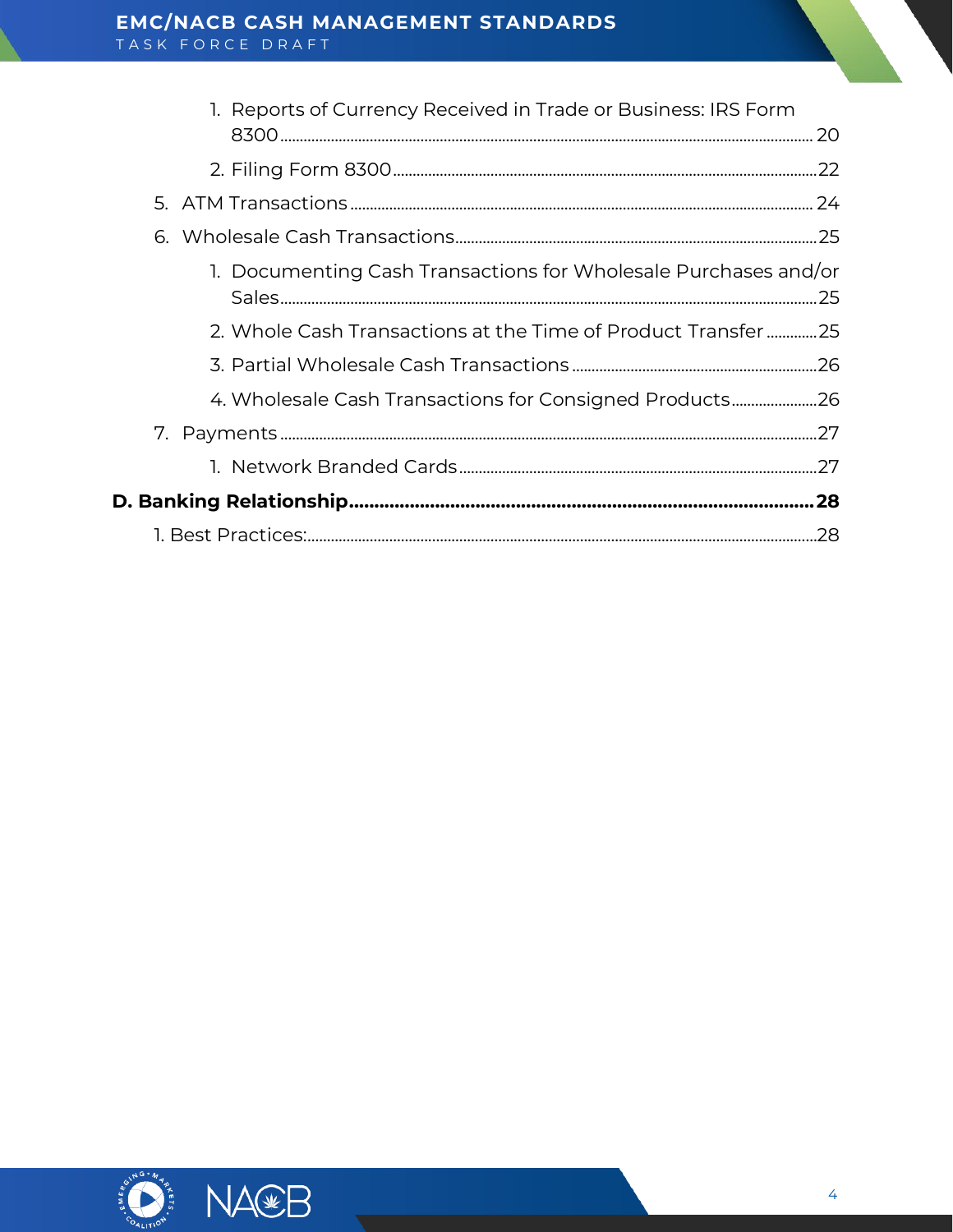1. Reports of Currency Received in Trade or Business: IRS Form 8300 ........ 20
2. Filing Form 8300 ........ 22

5. ATM Transactions ........ 24
6. Wholesale Cash Transactions ........ 25
   1. Documenting Cash Transactions for Wholesale Purchases and/or Sales ........ 25
   2. Whole Cash Transactions at the Time of Product Transfer ........ 25
   3. Partial Wholesale Cash Transactions ........ 26
   4. Wholesale Cash Transactions for Consigned Products ........ 26
7. Payments ........ 27
   1. Network Branded Cards ........ 27

**D. Banking Relationship ........ 28**

1. Best Practices: ........ 28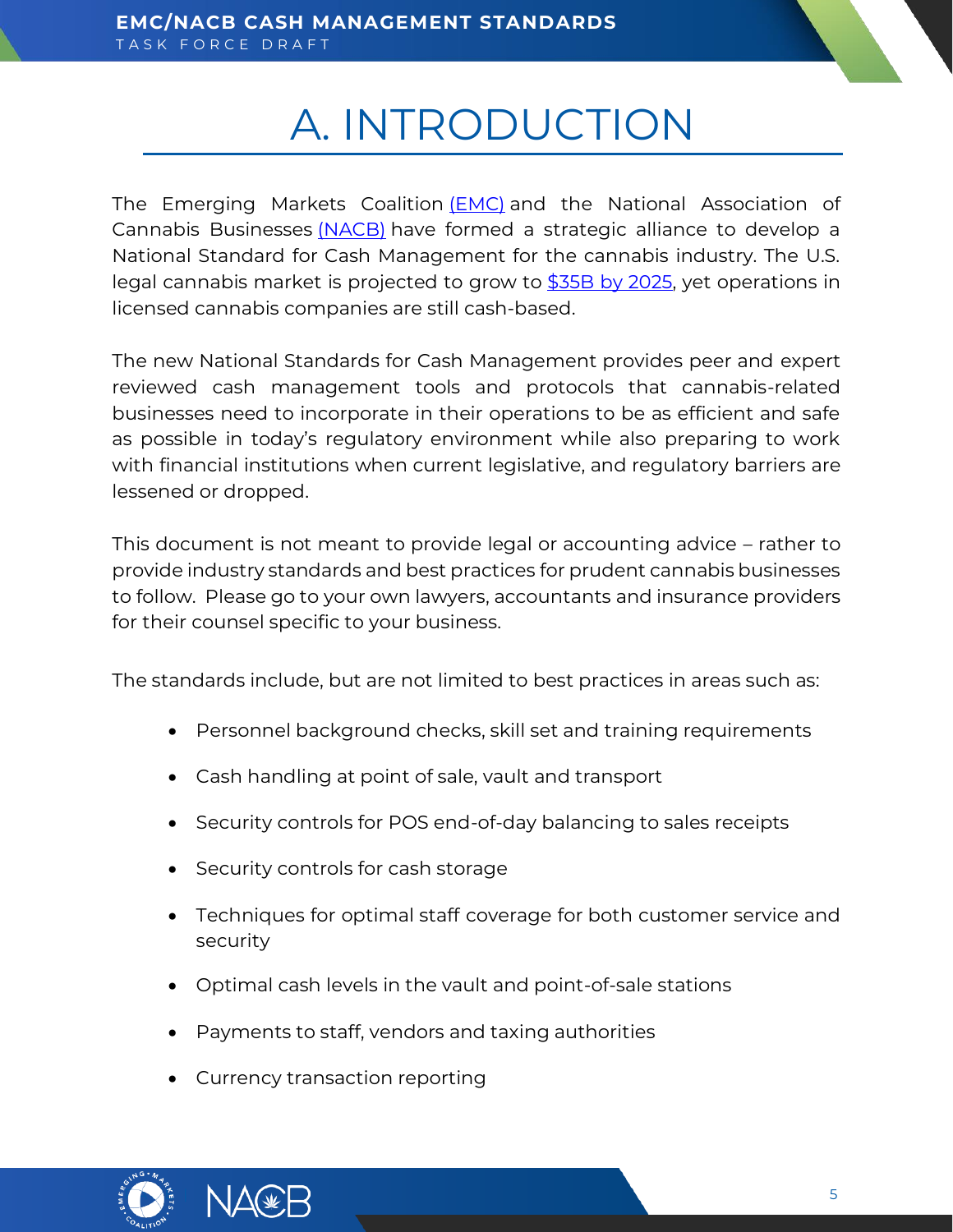# A. INTRODUCTION

The Emerging Markets Coalition (EMC) and the National Association of Cannabis Businesses (NACB) have formed a strategic alliance to develop a National Standard for Cash Management for the cannabis industry. The U.S. legal cannabis market is projected to grow to $35B by 2025, yet operations in licensed cannabis companies are still cash-based.

The new National Standards for Cash Management provides peer and expert reviewed cash management tools and protocols that cannabis-related businesses need to incorporate in their operations to be as efficient and safe as possible in today's regulatory environment while also preparing to work with financial institutions when current legislative, and regulatory barriers are lessened or dropped.

This document is not meant to provide legal or accounting advice – rather to provide industry standards and best practices for prudent cannabis businesses to follow. Please go to your own lawyers, accountants and insurance providers for their counsel specific to your business.

The standards include, but are not limited to best practices in areas such as:

- Personnel background checks, skill set and training requirements
- Cash handling at point of sale, vault and transport
- Security controls for POS end-of-day balancing to sales receipts
- Security controls for cash storage
- Techniques for optimal staff coverage for both customer service and security
- Optimal cash levels in the vault and point-of-sale stations
- Payments to staff, vendors and taxing authorities
- Currency transaction reporting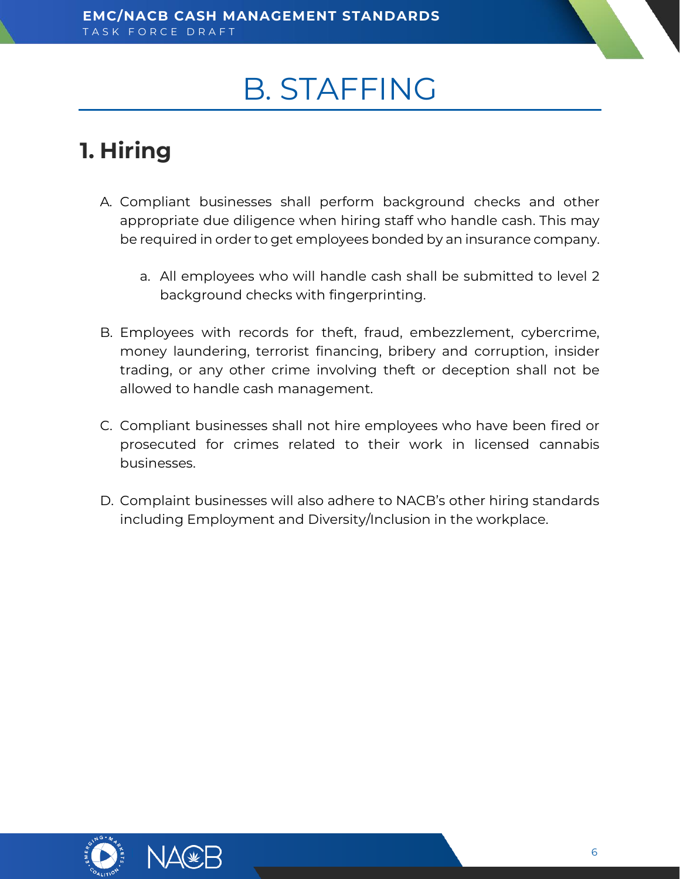# B. STAFFING

## 1. Hiring

A. Compliant businesses shall perform background checks and other appropriate due diligence when hiring staff who handle cash. This may be required in order to get employees bonded by an insurance company.

   a. All employees who will handle cash shall be submitted to level 2 background checks with fingerprinting.

B. Employees with records for theft, fraud, embezzlement, cybercrime, money laundering, terrorist financing, bribery and corruption, insider trading, or any other crime involving theft or deception shall not be allowed to handle cash management.

C. Compliant businesses shall not hire employees who have been fired or prosecuted for crimes related to their work in licensed cannabis businesses.

D. Complaint businesses will also adhere to NACB's other hiring standards including Employment and Diversity/Inclusion in the workplace.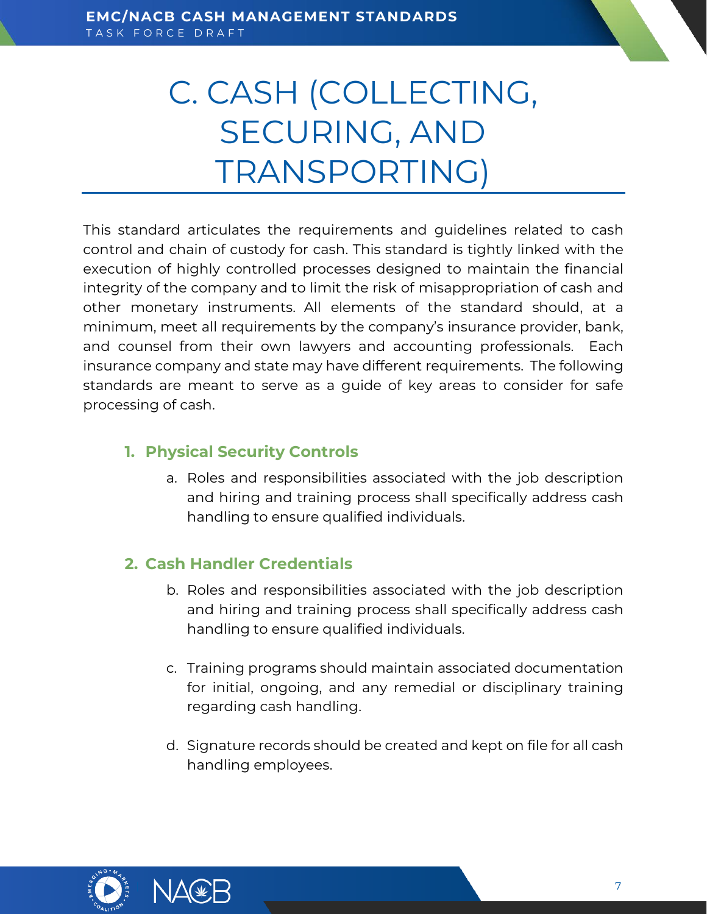# C. CASH (COLLECTING, SECURING, AND TRANSPORTING)

This standard articulates the requirements and guidelines related to cash control and chain of custody for cash. This standard is tightly linked with the execution of highly controlled processes designed to maintain the financial integrity of the company and to limit the risk of misappropriation of cash and other monetary instruments. All elements of the standard should, at a minimum, meet all requirements by the company's insurance provider, bank, and counsel from their own lawyers and accounting professionals. Each insurance company and state may have different requirements. The following standards are meant to serve as a guide of key areas to consider for safe processing of cash.

## 1. Physical Security Controls

a. Roles and responsibilities associated with the job description and hiring and training process shall specifically address cash handling to ensure qualified individuals.

## 2. Cash Handler Credentials

b. Roles and responsibilities associated with the job description and hiring and training process shall specifically address cash handling to ensure qualified individuals.

c. Training programs should maintain associated documentation for initial, ongoing, and any remedial or disciplinary training regarding cash handling.

d. Signature records should be created and kept on file for all cash handling employees.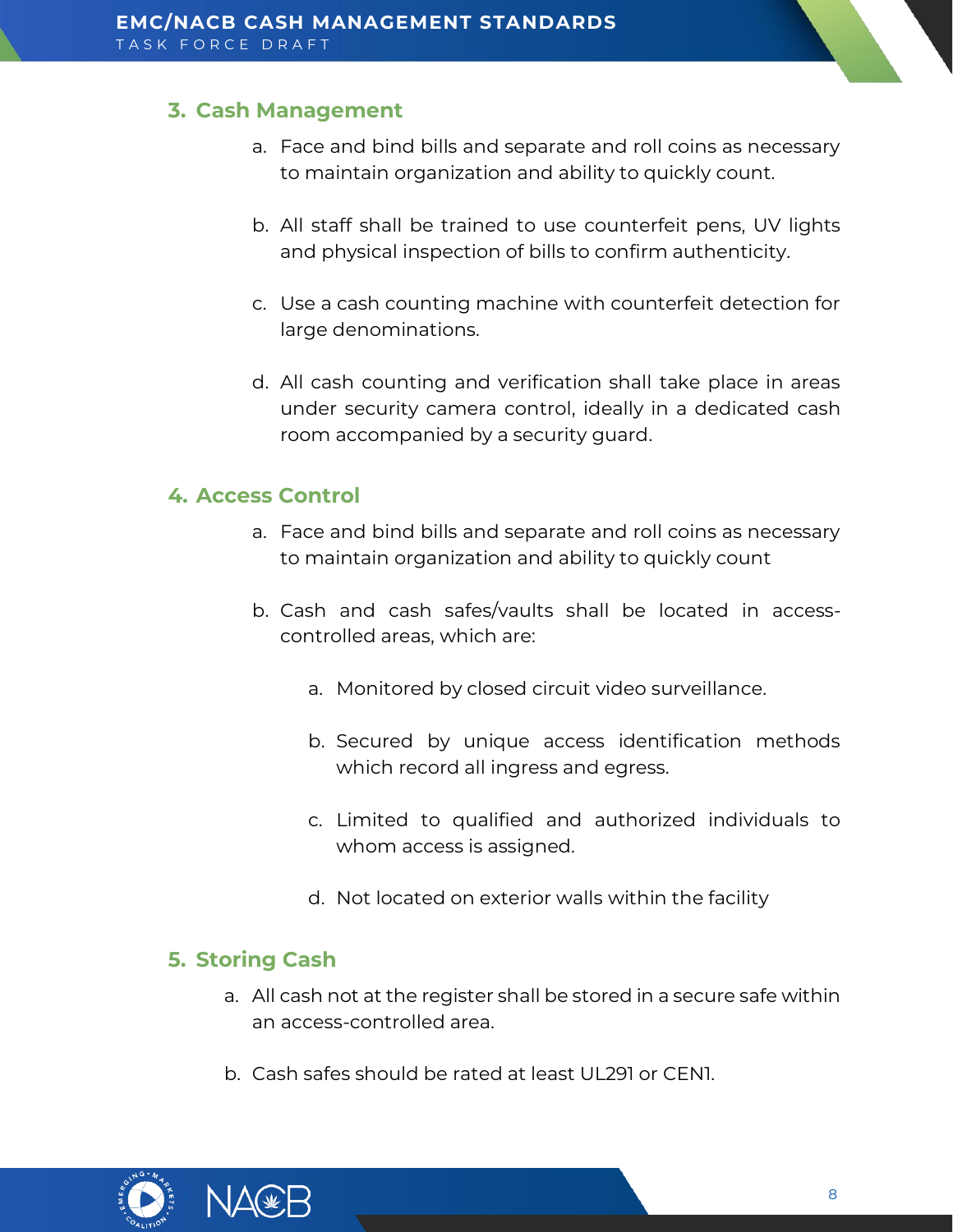## 3. Cash Management

a. Face and bind bills and separate and roll coins as necessary to maintain organization and ability to quickly count.

b. All staff shall be trained to use counterfeit pens, UV lights and physical inspection of bills to confirm authenticity.

c. Use a cash counting machine with counterfeit detection for large denominations.

d. All cash counting and verification shall take place in areas under security camera control, ideally in a dedicated cash room accompanied by a security guard.

## 4. Access Control

a. Face and bind bills and separate and roll coins as necessary to maintain organization and ability to quickly count

b. Cash and cash safes/vaults shall be located in access-controlled areas, which are:

   a. Monitored by closed circuit video surveillance.

   b. Secured by unique access identification methods which record all ingress and egress.

   c. Limited to qualified and authorized individuals to whom access is assigned.

   d. Not located on exterior walls within the facility

## 5. Storing Cash

a. All cash not at the register shall be stored in a secure safe within an access-controlled area.

b. Cash safes should be rated at least UL291 or CEN1.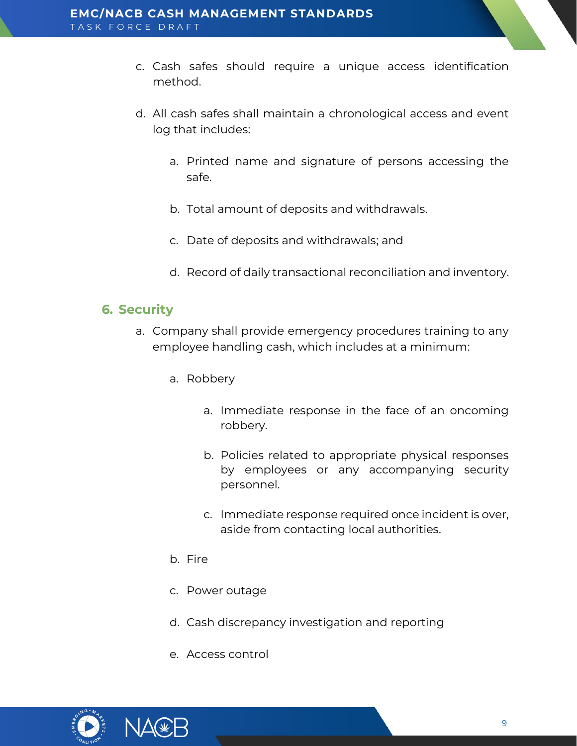c. Cash safes should require a unique access identification method.

d. All cash safes shall maintain a chronological access and event log that includes:

    a. Printed name and signature of persons accessing the safe.

    b. Total amount of deposits and withdrawals.

    c. Date of deposits and withdrawals; and

    d. Record of daily transactional reconciliation and inventory.

## 6. Security

a. Company shall provide emergency procedures training to any employee handling cash, which includes at a minimum:

    a. Robbery

        a. Immediate response in the face of an oncoming robbery.

        b. Policies related to appropriate physical responses by employees or any accompanying security personnel.

        c. Immediate response required once incident is over, aside from contacting local authorities.

    b. Fire

    c. Power outage

    d. Cash discrepancy investigation and reporting

    e. Access control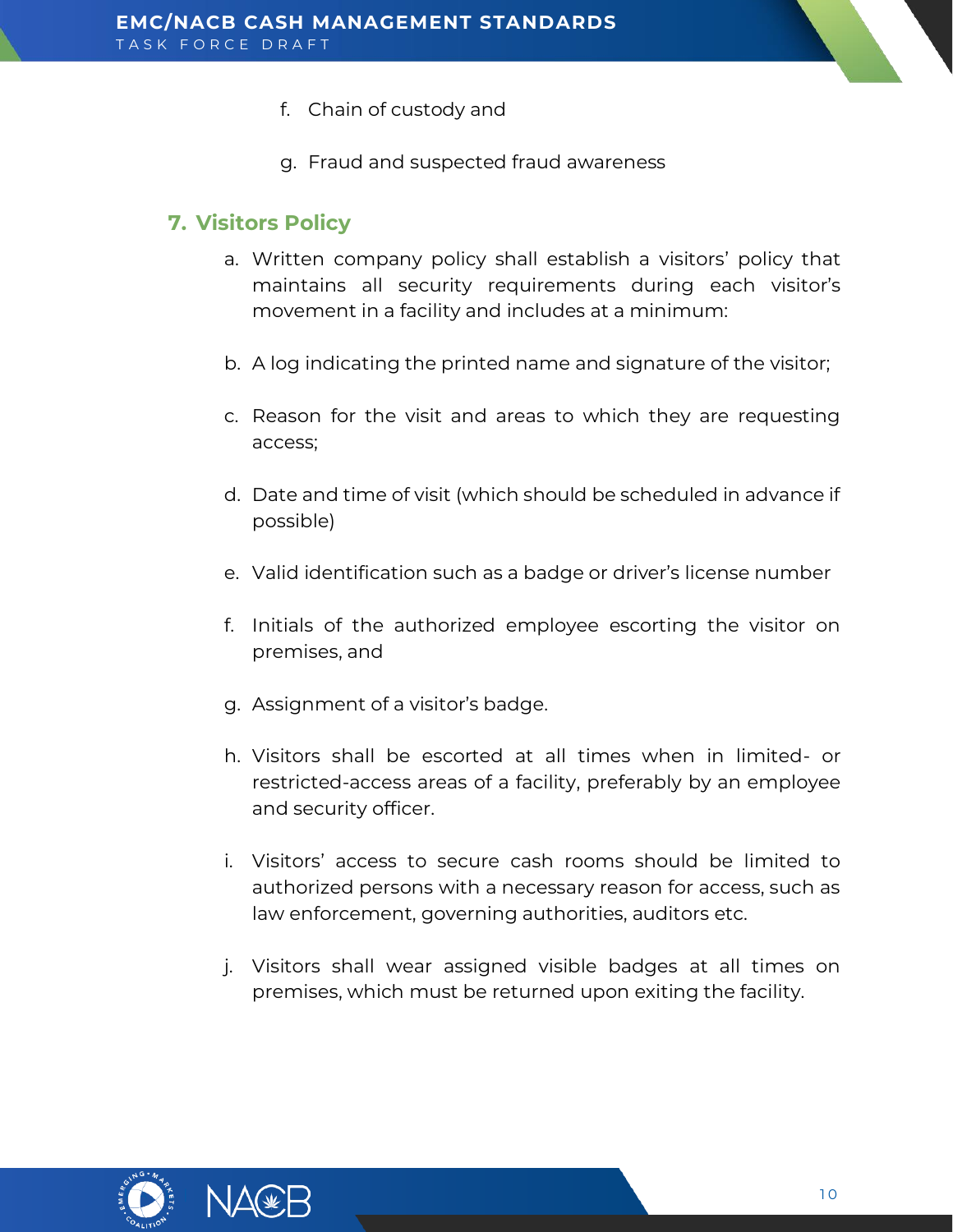f. Chain of custody and

g. Fraud and suspected fraud awareness

## 7. Visitors Policy

a. Written company policy shall establish a visitors' policy that maintains all security requirements during each visitor's movement in a facility and includes at a minimum:

b. A log indicating the printed name and signature of the visitor;

c. Reason for the visit and areas to which they are requesting access;

d. Date and time of visit (which should be scheduled in advance if possible)

e. Valid identification such as a badge or driver's license number

f. Initials of the authorized employee escorting the visitor on premises, and

g. Assignment of a visitor's badge.

h. Visitors shall be escorted at all times when in limited- or restricted-access areas of a facility, preferably by an employee and security officer.

i. Visitors' access to secure cash rooms should be limited to authorized persons with a necessary reason for access, such as law enforcement, governing authorities, auditors etc.

j. Visitors shall wear assigned visible badges at all times on premises, which must be returned upon exiting the facility.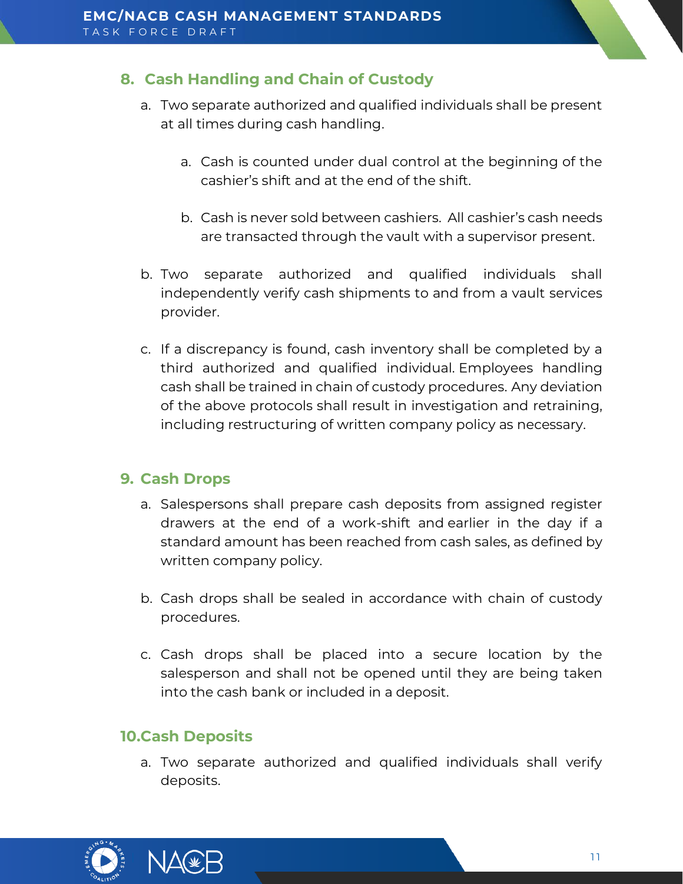## 8. Cash Handling and Chain of Custody

a. Two separate authorized and qualified individuals shall be present at all times during cash handling.

    a. Cash is counted under dual control at the beginning of the cashier's shift and at the end of the shift.

    b. Cash is never sold between cashiers. All cashier's cash needs are transacted through the vault with a supervisor present.

b. Two separate authorized and qualified individuals shall independently verify cash shipments to and from a vault services provider.

c. If a discrepancy is found, cash inventory shall be completed by a third authorized and qualified individual. Employees handling cash shall be trained in chain of custody procedures. Any deviation of the above protocols shall result in investigation and retraining, including restructuring of written company policy as necessary.

## 9. Cash Drops

a. Salespersons shall prepare cash deposits from assigned register drawers at the end of a work-shift and earlier in the day if a standard amount has been reached from cash sales, as defined by written company policy.

b. Cash drops shall be sealed in accordance with chain of custody procedures.

c. Cash drops shall be placed into a secure location by the salesperson and shall not be opened until they are being taken into the cash bank or included in a deposit.

## 10. Cash Deposits

a. Two separate authorized and qualified individuals shall verify deposits.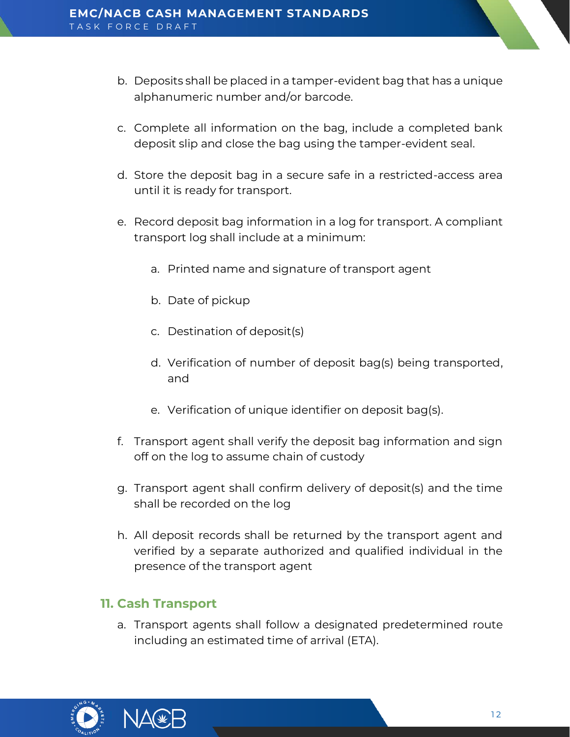b. Deposits shall be placed in a tamper-evident bag that has a unique alphanumeric number and/or barcode.

c. Complete all information on the bag, include a completed bank deposit slip and close the bag using the tamper-evident seal.

d. Store the deposit bag in a secure safe in a restricted-access area until it is ready for transport.

e. Record deposit bag information in a log for transport. A compliant transport log shall include at a minimum:

   a. Printed name and signature of transport agent

   b. Date of pickup

   c. Destination of deposit(s)

   d. Verification of number of deposit bag(s) being transported, and

   e. Verification of unique identifier on deposit bag(s).

f. Transport agent shall verify the deposit bag information and sign off on the log to assume chain of custody

g. Transport agent shall confirm delivery of deposit(s) and the time shall be recorded on the log

h. All deposit records shall be returned by the transport agent and verified by a separate authorized and qualified individual in the presence of the transport agent

## 11. Cash Transport

a. Transport agents shall follow a designated predetermined route including an estimated time of arrival (ETA).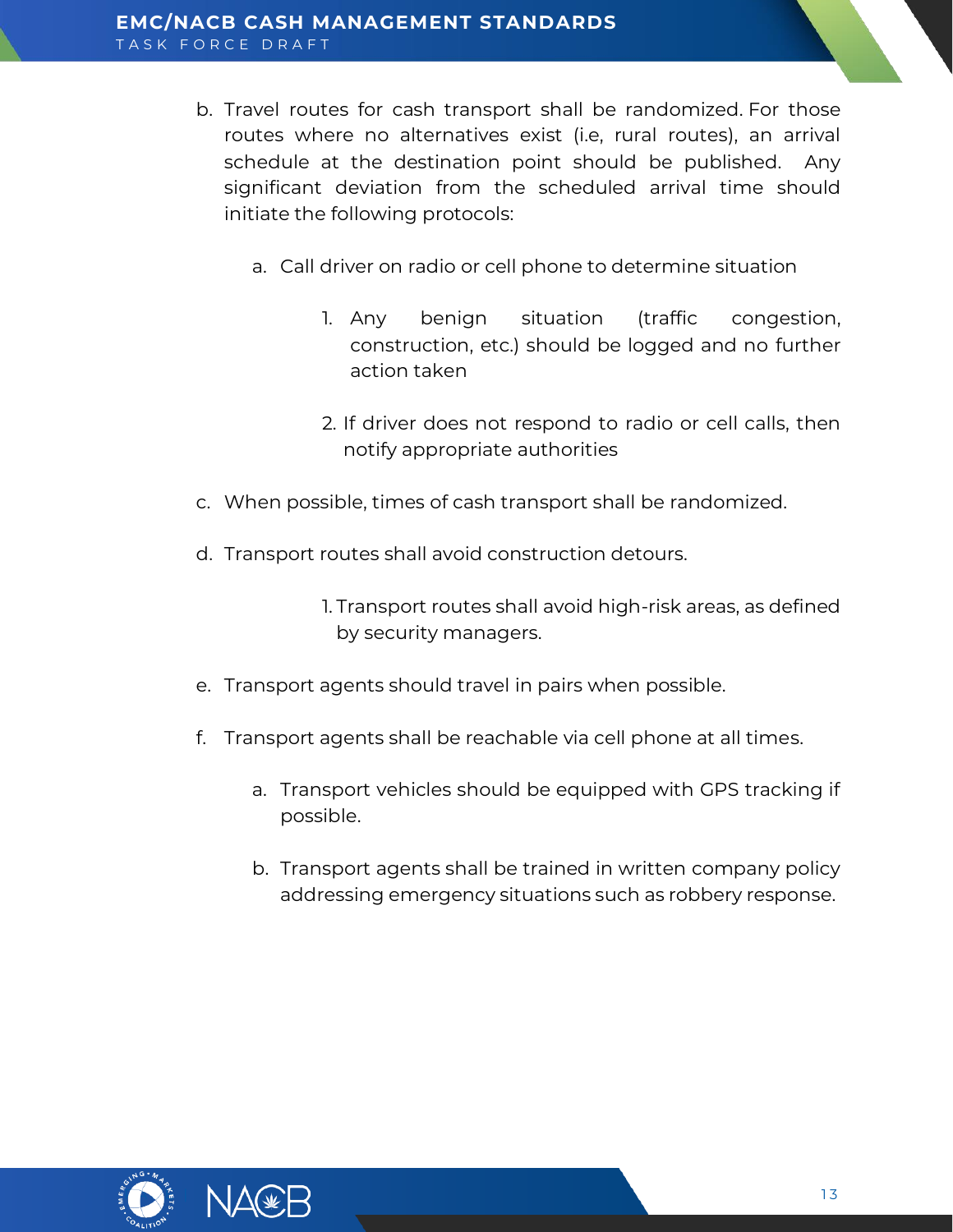b. Travel routes for cash transport shall be randomized. For those routes where no alternatives exist (i.e, rural routes), an arrival schedule at the destination point should be published. Any significant deviation from the scheduled arrival time should initiate the following protocols:

    a. Call driver on radio or cell phone to determine situation

        1. Any benign situation (traffic congestion, construction, etc.) should be logged and no further action taken

        2. If driver does not respond to radio or cell calls, then notify appropriate authorities

c. When possible, times of cash transport shall be randomized.

d. Transport routes shall avoid construction detours.

    1. Transport routes shall avoid high-risk areas, as defined by security managers.

e. Transport agents should travel in pairs when possible.

f. Transport agents shall be reachable via cell phone at all times.

    a. Transport vehicles should be equipped with GPS tracking if possible.

    b. Transport agents shall be trained in written company policy addressing emergency situations such as robbery response.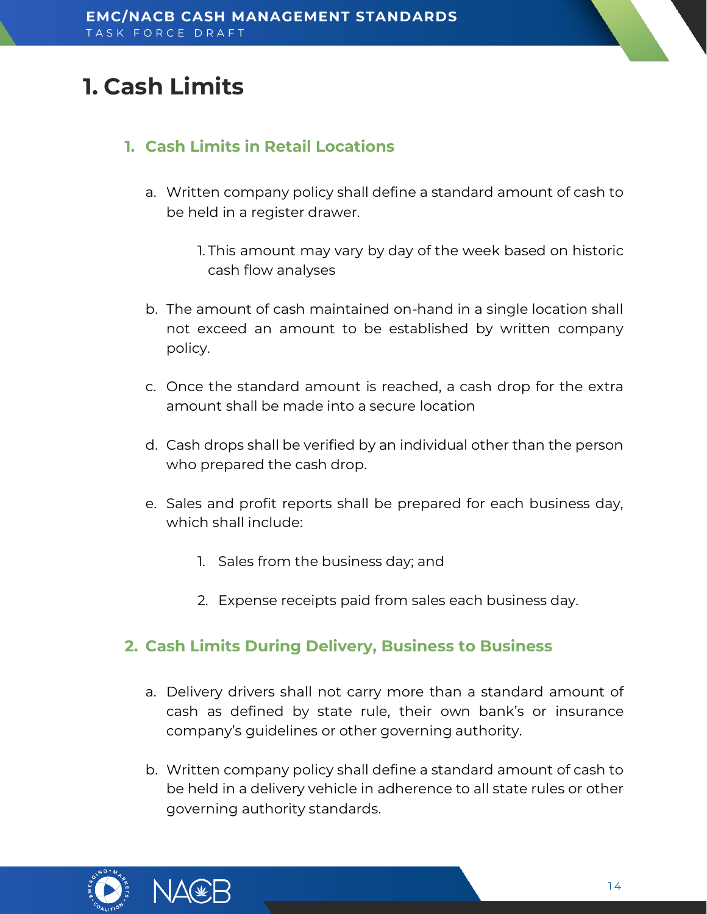# 1. Cash Limits

## 1. Cash Limits in Retail Locations

a. Written company policy shall define a standard amount of cash to be held in a register drawer.

   1. This amount may vary by day of the week based on historic cash flow analyses

b. The amount of cash maintained on-hand in a single location shall not exceed an amount to be established by written company policy.

c. Once the standard amount is reached, a cash drop for the extra amount shall be made into a secure location

d. Cash drops shall be verified by an individual other than the person who prepared the cash drop.

e. Sales and profit reports shall be prepared for each business day, which shall include:

   1. Sales from the business day; and

   2. Expense receipts paid from sales each business day.

## 2. Cash Limits During Delivery, Business to Business

a. Delivery drivers shall not carry more than a standard amount of cash as defined by state rule, their own bank's or insurance company's guidelines or other governing authority.

b. Written company policy shall define a standard amount of cash to be held in a delivery vehicle in adherence to all state rules or other governing authority standards.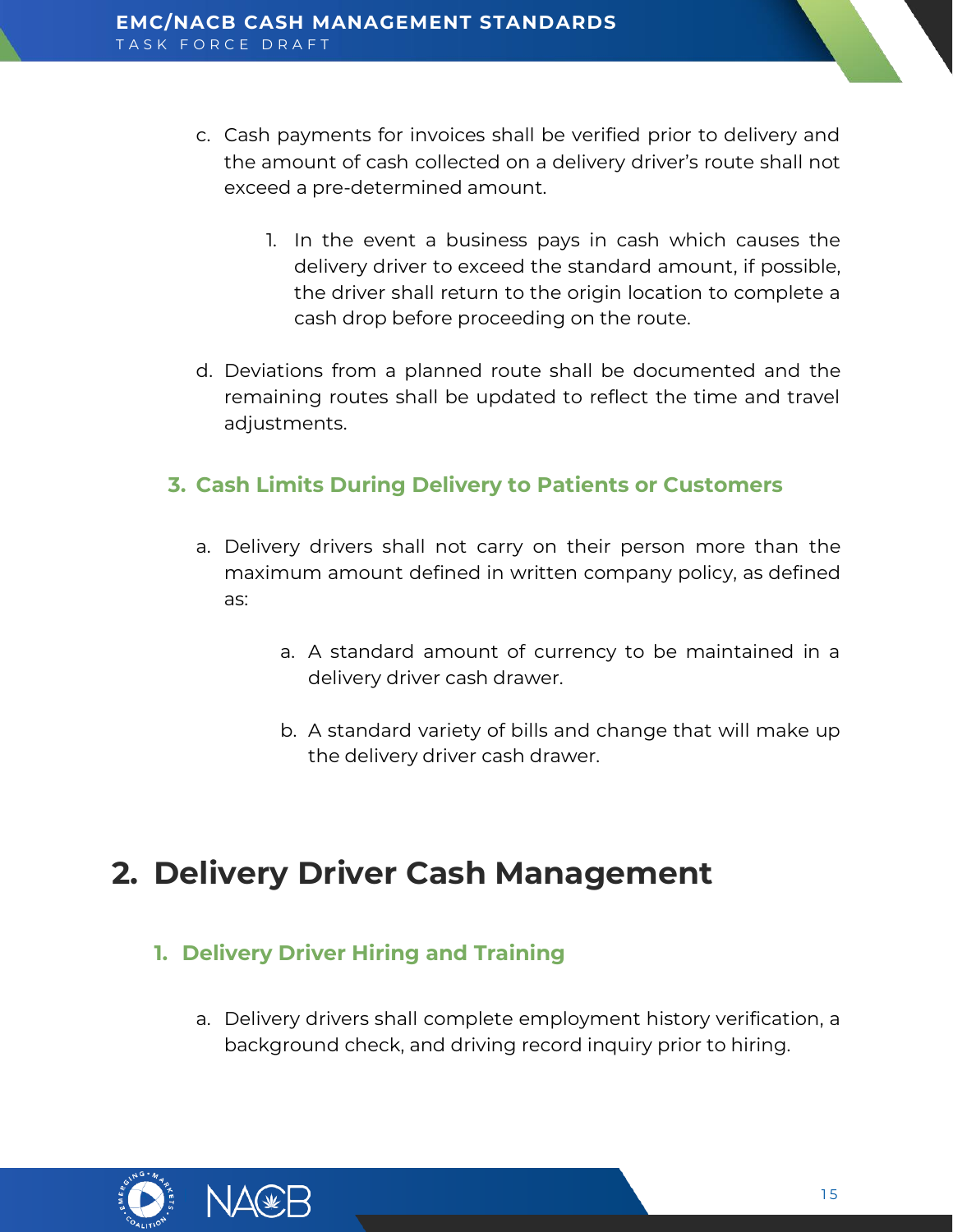c. Cash payments for invoices shall be verified prior to delivery and the amount of cash collected on a delivery driver's route shall not exceed a pre-determined amount.

   1. In the event a business pays in cash which causes the delivery driver to exceed the standard amount, if possible, the driver shall return to the origin location to complete a cash drop before proceeding on the route.

d. Deviations from a planned route shall be documented and the remaining routes shall be updated to reflect the time and travel adjustments.

### 3. Cash Limits During Delivery to Patients or Customers

a. Delivery drivers shall not carry on their person more than the maximum amount defined in written company policy, as defined as:

   a. A standard amount of currency to be maintained in a delivery driver cash drawer.

   b. A standard variety of bills and change that will make up the delivery driver cash drawer.

# 2. Delivery Driver Cash Management

### 1. Delivery Driver Hiring and Training

a. Delivery drivers shall complete employment history verification, a background check, and driving record inquiry prior to hiring.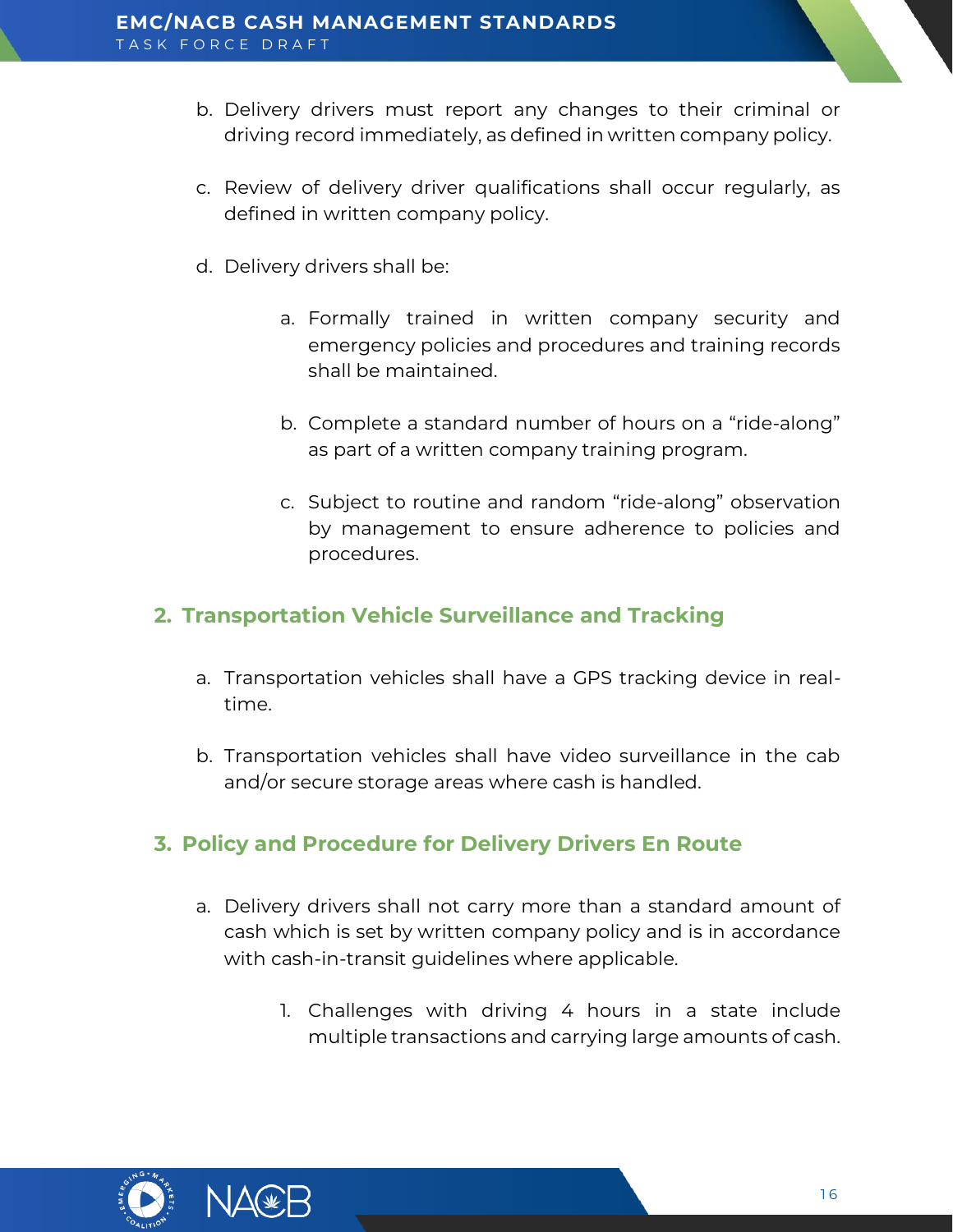b. Delivery drivers must report any changes to their criminal or driving record immediately, as defined in written company policy.

c. Review of delivery driver qualifications shall occur regularly, as defined in written company policy.

d. Delivery drivers shall be:

   a. Formally trained in written company security and emergency policies and procedures and training records shall be maintained.

   b. Complete a standard number of hours on a "ride-along" as part of a written company training program.

   c. Subject to routine and random "ride-along" observation by management to ensure adherence to policies and procedures.

## 2. Transportation Vehicle Surveillance and Tracking

a. Transportation vehicles shall have a GPS tracking device in real-time.

b. Transportation vehicles shall have video surveillance in the cab and/or secure storage areas where cash is handled.

## 3. Policy and Procedure for Delivery Drivers En Route

a. Delivery drivers shall not carry more than a standard amount of cash which is set by written company policy and is in accordance with cash-in-transit guidelines where applicable.

   1. Challenges with driving 4 hours in a state include multiple transactions and carrying large amounts of cash.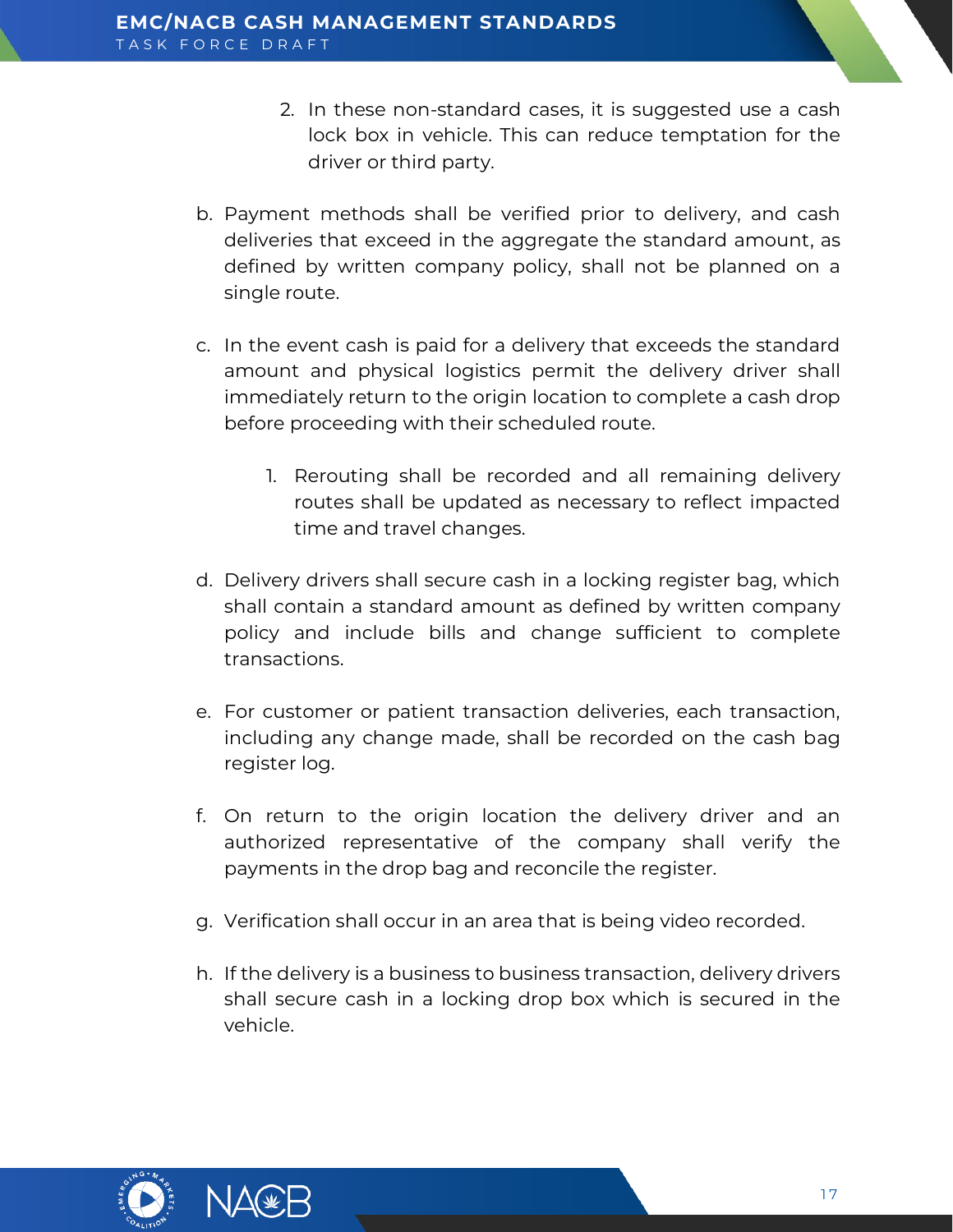2. In these non-standard cases, it is suggested use a cash lock box in vehicle. This can reduce temptation for the driver or third party.

b. Payment methods shall be verified prior to delivery, and cash deliveries that exceed in the aggregate the standard amount, as defined by written company policy, shall not be planned on a single route.

c. In the event cash is paid for a delivery that exceeds the standard amount and physical logistics permit the delivery driver shall immediately return to the origin location to complete a cash drop before proceeding with their scheduled route.

   1. Rerouting shall be recorded and all remaining delivery routes shall be updated as necessary to reflect impacted time and travel changes.

d. Delivery drivers shall secure cash in a locking register bag, which shall contain a standard amount as defined by written company policy and include bills and change sufficient to complete transactions.

e. For customer or patient transaction deliveries, each transaction, including any change made, shall be recorded on the cash bag register log.

f. On return to the origin location the delivery driver and an authorized representative of the company shall verify the payments in the drop bag and reconcile the register.

g. Verification shall occur in an area that is being video recorded.

h. If the delivery is a business to business transaction, delivery drivers shall secure cash in a locking drop box which is secured in the vehicle.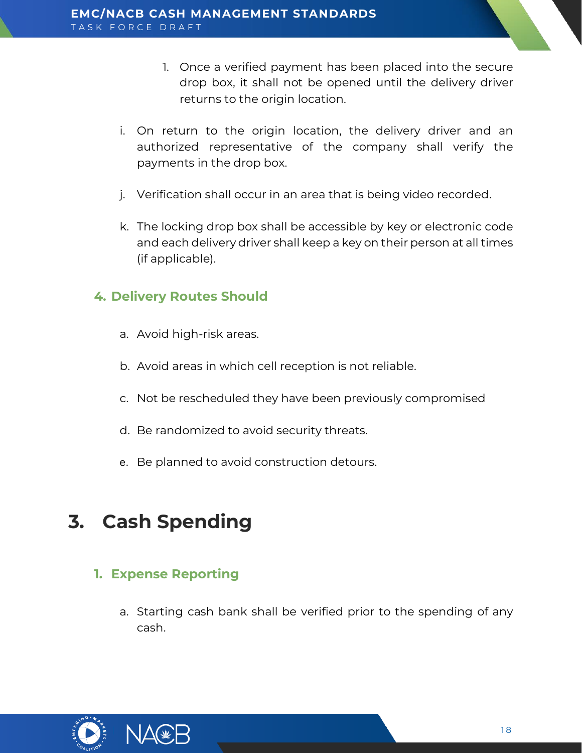1. Once a verified payment has been placed into the secure drop box, it shall not be opened until the delivery driver returns to the origin location.

i. On return to the origin location, the delivery driver and an authorized representative of the company shall verify the payments in the drop box.

j. Verification shall occur in an area that is being video recorded.

k. The locking drop box shall be accessible by key or electronic code and each delivery driver shall keep a key on their person at all times (if applicable).

### 4. Delivery Routes Should

a. Avoid high-risk areas.

b. Avoid areas in which cell reception is not reliable.

c. Not be rescheduled they have been previously compromised

d. Be randomized to avoid security threats.

e. Be planned to avoid construction detours.

## 3. Cash Spending

### 1. Expense Reporting

a. Starting cash bank shall be verified prior to the spending of any cash.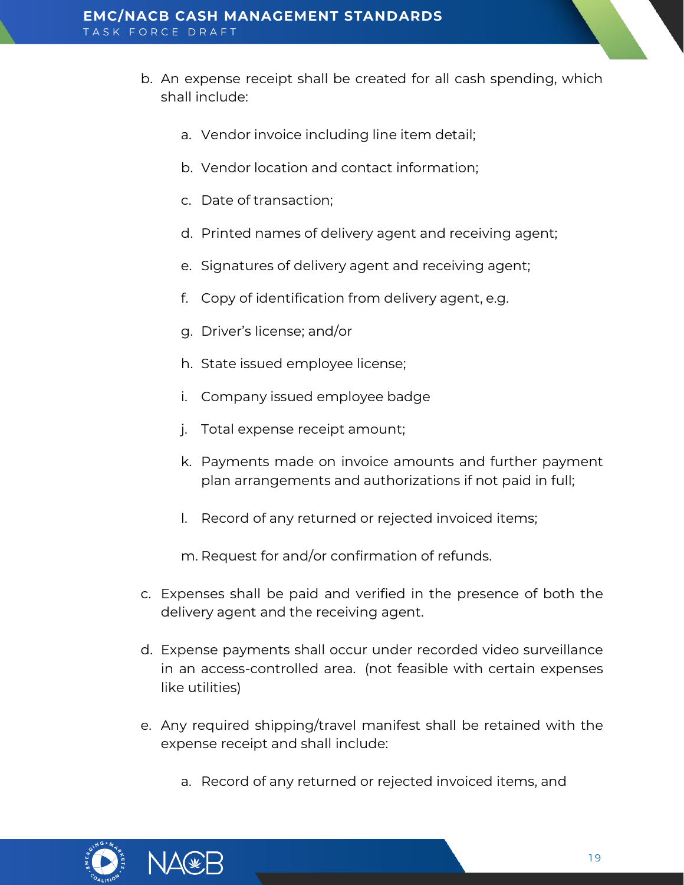b. An expense receipt shall be created for all cash spending, which shall include:

    a. Vendor invoice including line item detail;

    b. Vendor location and contact information;

    c. Date of transaction;

    d. Printed names of delivery agent and receiving agent;

    e. Signatures of delivery agent and receiving agent;

    f. Copy of identification from delivery agent, e.g.

    g. Driver's license; and/or

    h. State issued employee license;

    i. Company issued employee badge

    j. Total expense receipt amount;

    k. Payments made on invoice amounts and further payment plan arrangements and authorizations if not paid in full;

    l. Record of any returned or rejected invoiced items;

    m. Request for and/or confirmation of refunds.

c. Expenses shall be paid and verified in the presence of both the delivery agent and the receiving agent.

d. Expense payments shall occur under recorded video surveillance in an access-controlled area. (not feasible with certain expenses like utilities)

e. Any required shipping/travel manifest shall be retained with the expense receipt and shall include:

    a. Record of any returned or rejected invoiced items, and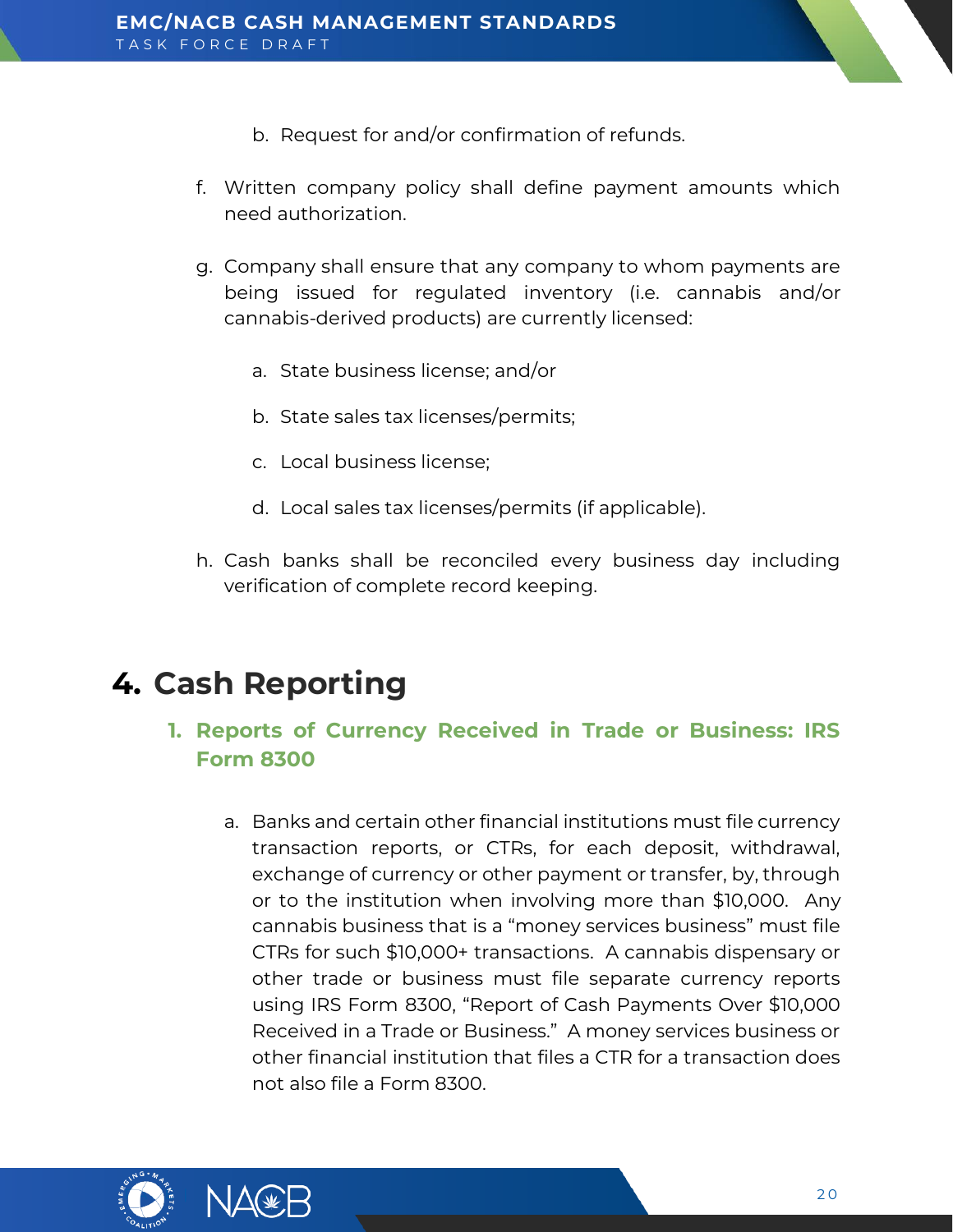b. Request for and/or confirmation of refunds.

f. Written company policy shall define payment amounts which need authorization.

g. Company shall ensure that any company to whom payments are being issued for regulated inventory (i.e. cannabis and/or cannabis-derived products) are currently licensed:

   a. State business license; and/or

   b. State sales tax licenses/permits;

   c. Local business license;

   d. Local sales tax licenses/permits (if applicable).

h. Cash banks shall be reconciled every business day including verification of complete record keeping.

# 4. Cash Reporting

## 1. Reports of Currency Received in Trade or Business: IRS Form 8300

a. Banks and certain other financial institutions must file currency transaction reports, or CTRs, for each deposit, withdrawal, exchange of currency or other payment or transfer, by, through or to the institution when involving more than $10,000. Any cannabis business that is a "money services business" must file CTRs for such $10,000+ transactions. A cannabis dispensary or other trade or business must file separate currency reports using IRS Form 8300, "Report of Cash Payments Over $10,000 Received in a Trade or Business." A money services business or other financial institution that files a CTR for a transaction does not also file a Form 8300.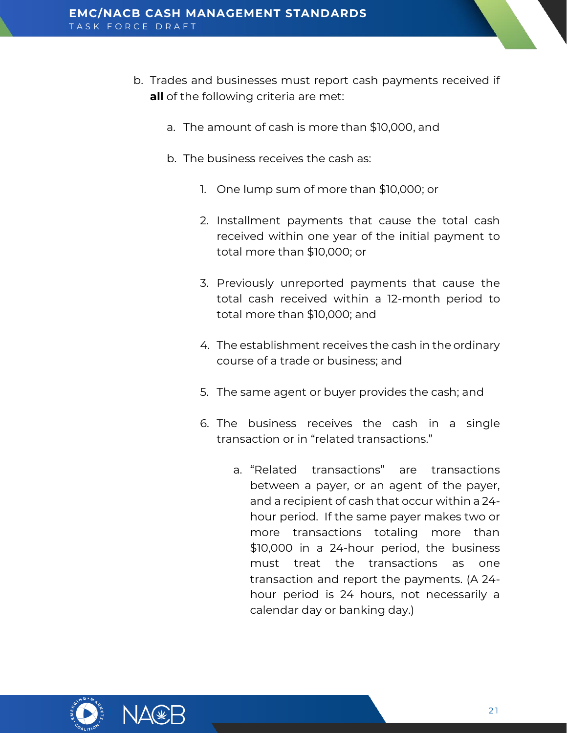b. Trades and businesses must report cash payments received if **all** of the following criteria are met:

   a. The amount of cash is more than $10,000, and

   b. The business receives the cash as:

      1. One lump sum of more than $10,000; or

      2. Installment payments that cause the total cash received within one year of the initial payment to total more than $10,000; or

      3. Previously unreported payments that cause the total cash received within a 12-month period to total more than $10,000; and

      4. The establishment receives the cash in the ordinary course of a trade or business; and

      5. The same agent or buyer provides the cash; and

      6. The business receives the cash in a single transaction or in "related transactions."

         a. "Related transactions" are transactions between a payer, or an agent of the payer, and a recipient of cash that occur within a 24-hour period. If the same payer makes two or more transactions totaling more than $10,000 in a 24-hour period, the business must treat the transactions as one transaction and report the payments. (A 24-hour period is 24 hours, not necessarily a calendar day or banking day.)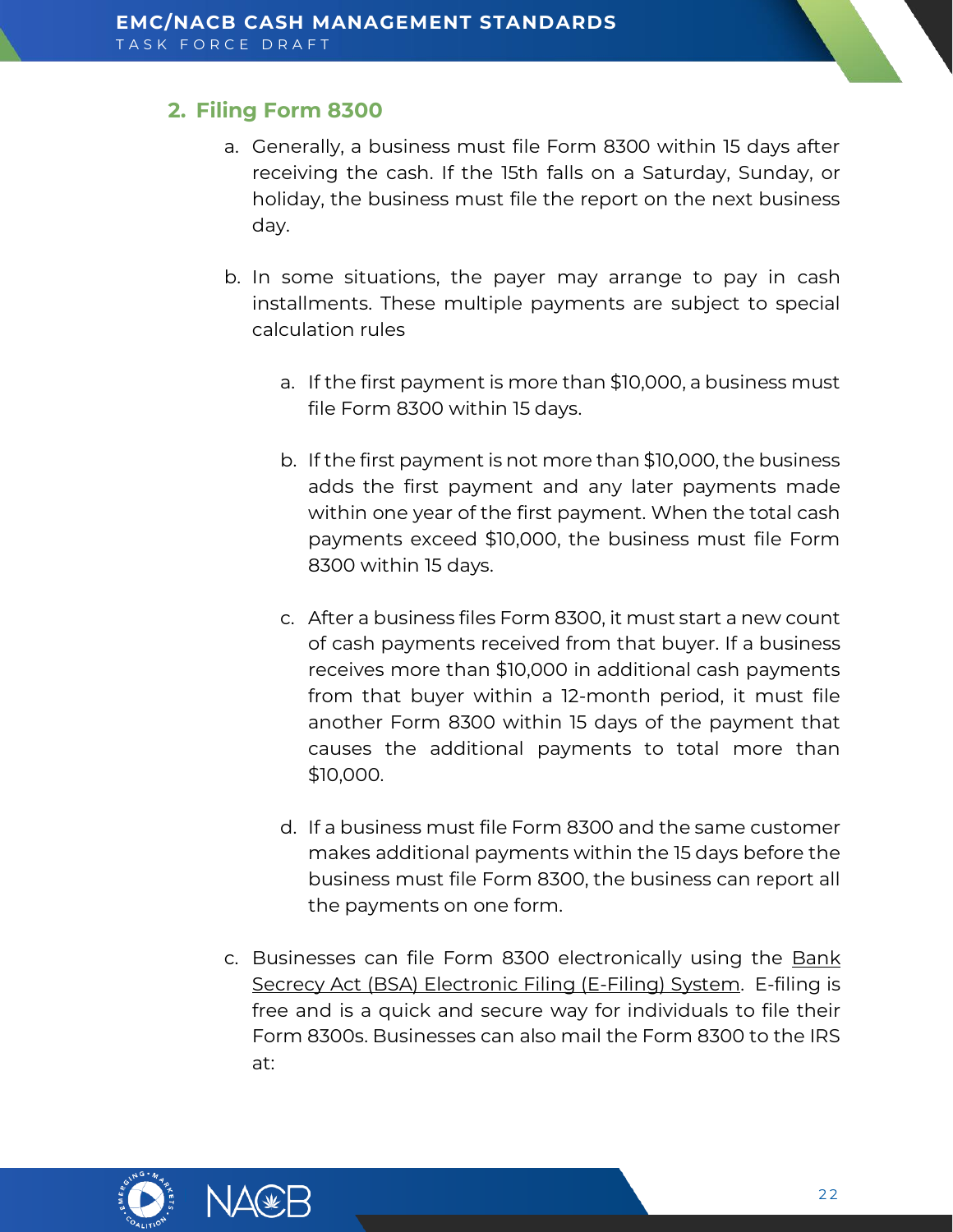## 2. Filing Form 8300

a. Generally, a business must file Form 8300 within 15 days after receiving the cash. If the 15th falls on a Saturday, Sunday, or holiday, the business must file the report on the next business day.

b. In some situations, the payer may arrange to pay in cash installments. These multiple payments are subject to special calculation rules

    a. If the first payment is more than $10,000, a business must file Form 8300 within 15 days.

    b. If the first payment is not more than $10,000, the business adds the first payment and any later payments made within one year of the first payment. When the total cash payments exceed $10,000, the business must file Form 8300 within 15 days.

    c. After a business files Form 8300, it must start a new count of cash payments received from that buyer. If a business receives more than $10,000 in additional cash payments from that buyer within a 12-month period, it must file another Form 8300 within 15 days of the payment that causes the additional payments to total more than $10,000.

    d. If a business must file Form 8300 and the same customer makes additional payments within the 15 days before the business must file Form 8300, the business can report all the payments on one form.

c. Businesses can file Form 8300 electronically using the Bank Secrecy Act (BSA) Electronic Filing (E-Filing) System. E-filing is free and is a quick and secure way for individuals to file their Form 8300s. Businesses can also mail the Form 8300 to the IRS at: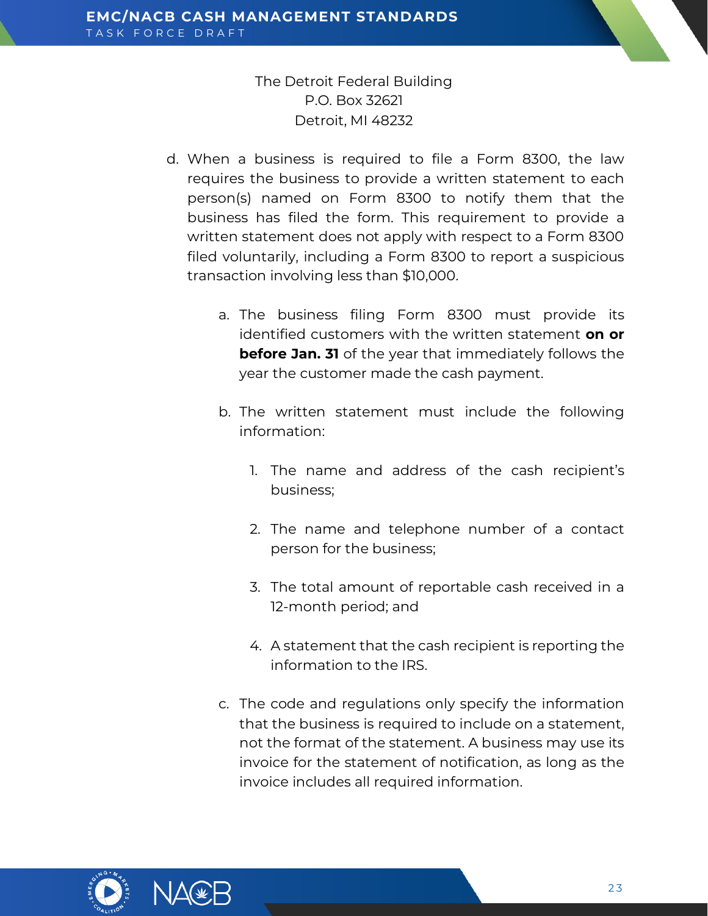The Detroit Federal Building
P.O. Box 32621
Detroit, MI 48232

d. When a business is required to file a Form 8300, the law requires the business to provide a written statement to each person(s) named on Form 8300 to notify them that the business has filed the form. This requirement to provide a written statement does not apply with respect to a Form 8300 filed voluntarily, including a Form 8300 to report a suspicious transaction involving less than $10,000.

   a. The business filing Form 8300 must provide its identified customers with the written statement **on or before Jan. 31** of the year that immediately follows the year the customer made the cash payment.

   b. The written statement must include the following information:

      1. The name and address of the cash recipient's business;

      2. The name and telephone number of a contact person for the business;

      3. The total amount of reportable cash received in a 12-month period; and

      4. A statement that the cash recipient is reporting the information to the IRS.

   c. The code and regulations only specify the information that the business is required to include on a statement, not the format of the statement. A business may use its invoice for the statement of notification, as long as the invoice includes all required information.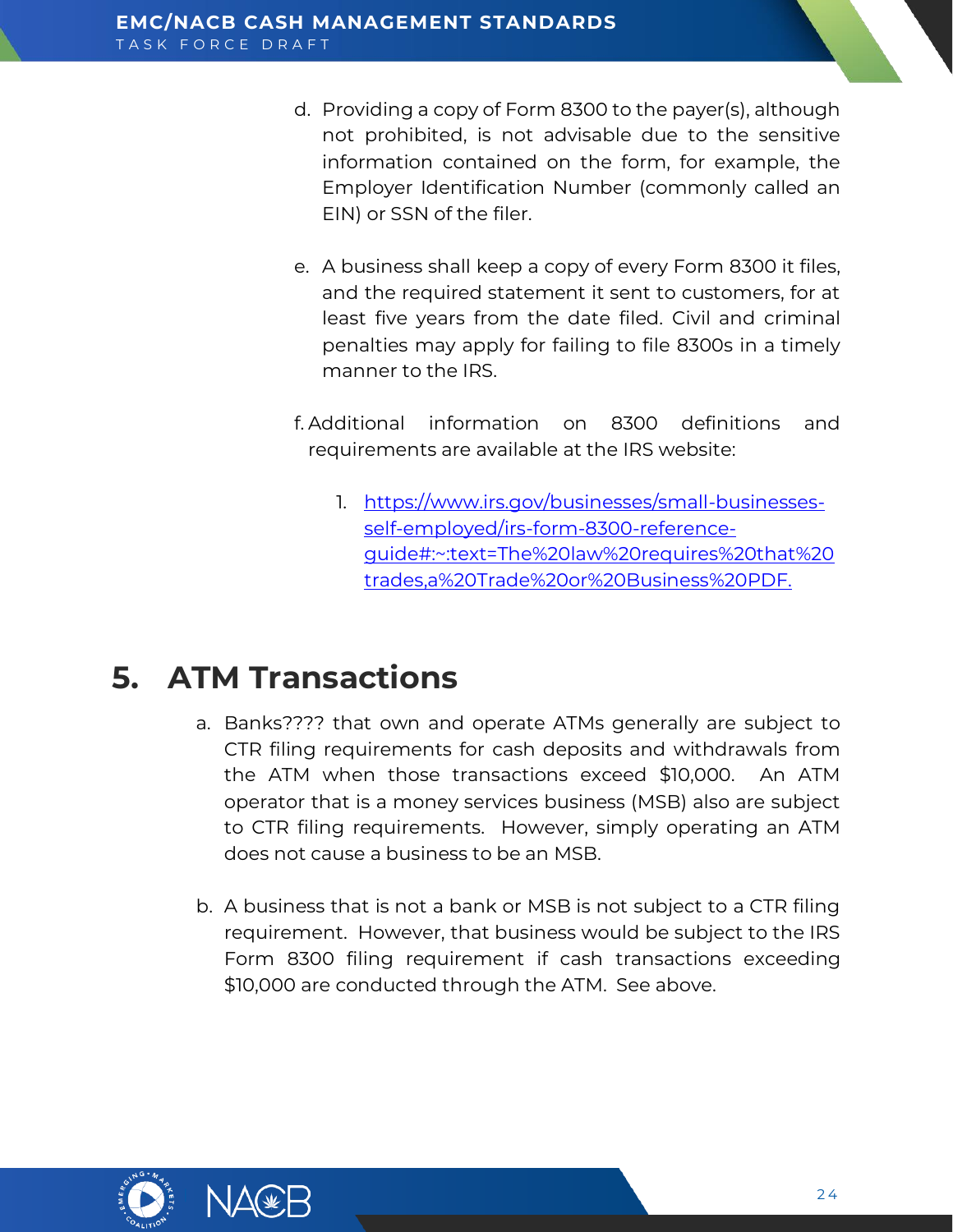d. Providing a copy of Form 8300 to the payer(s), although not prohibited, is not advisable due to the sensitive information contained on the form, for example, the Employer Identification Number (commonly called an EIN) or SSN of the filer.

e. A business shall keep a copy of every Form 8300 it files, and the required statement it sent to customers, for at least five years from the date filed. Civil and criminal penalties may apply for failing to file 8300s in a timely manner to the IRS.

f. Additional information on 8300 definitions and requirements are available at the IRS website:

1. [https://www.irs.gov/businesses/small-businesses-self-employed/irs-form-8300-reference-guide#:~:text=The%20law%20requires%20that%20trades,a%20Trade%20or%20Business%20PDF.](https://www.irs.gov/businesses/small-businesses-self-employed/irs-form-8300-reference-guide#:~:text=The%20law%20requires%20that%20trades,a%20Trade%20or%20Business%20PDF.)

# 5. ATM Transactions

a. Banks???? that own and operate ATMs generally are subject to CTR filing requirements for cash deposits and withdrawals from the ATM when those transactions exceed $10,000. An ATM operator that is a money services business (MSB) also are subject to CTR filing requirements. However, simply operating an ATM does not cause a business to be an MSB.

b. A business that is not a bank or MSB is not subject to a CTR filing requirement. However, that business would be subject to the IRS Form 8300 filing requirement if cash transactions exceeding $10,000 are conducted through the ATM. See above.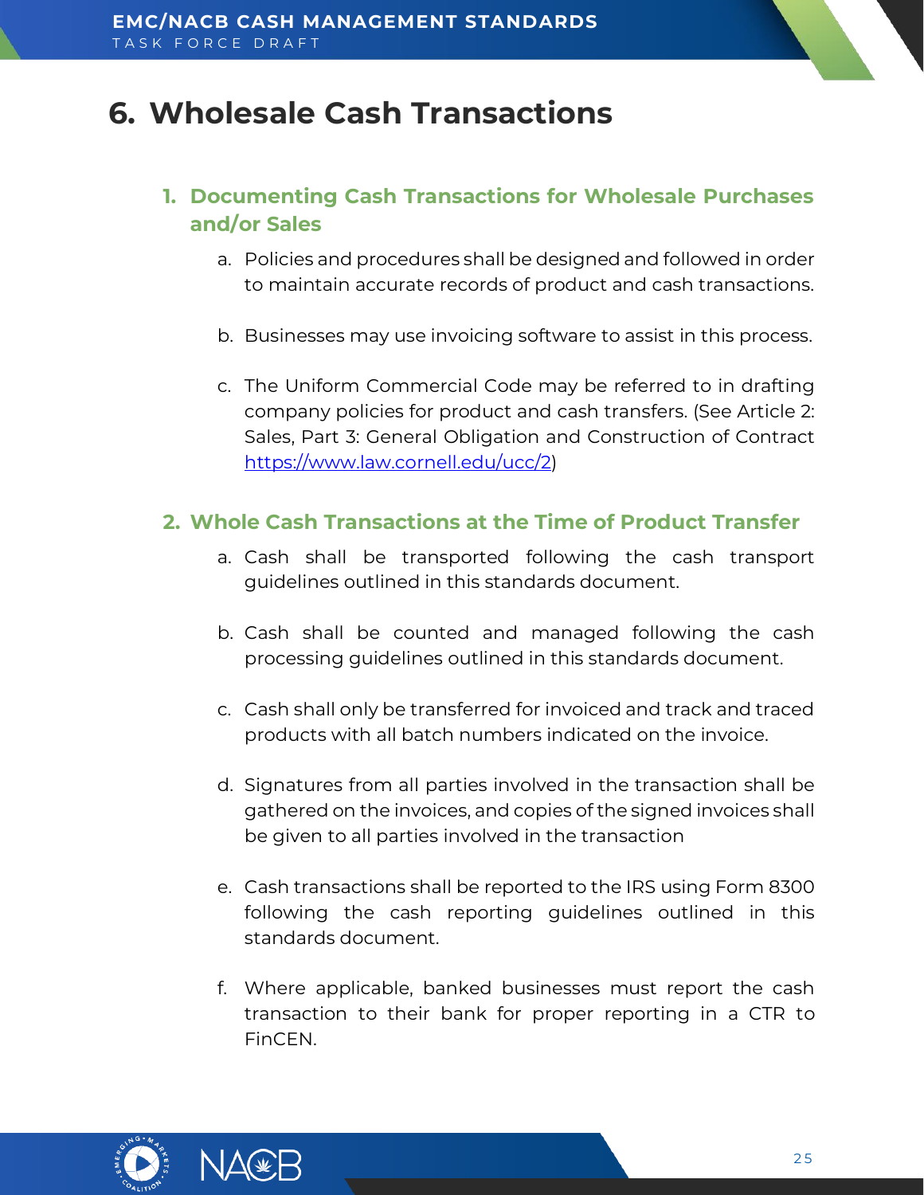# 6. Wholesale Cash Transactions

## 1. Documenting Cash Transactions for Wholesale Purchases and/or Sales

a. Policies and procedures shall be designed and followed in order to maintain accurate records of product and cash transactions.

b. Businesses may use invoicing software to assist in this process.

c. The Uniform Commercial Code may be referred to in drafting company policies for product and cash transfers. (See Article 2: Sales, Part 3: General Obligation and Construction of Contract https://www.law.cornell.edu/ucc/2)

## 2. Whole Cash Transactions at the Time of Product Transfer

a. Cash shall be transported following the cash transport guidelines outlined in this standards document.

b. Cash shall be counted and managed following the cash processing guidelines outlined in this standards document.

c. Cash shall only be transferred for invoiced and track and traced products with all batch numbers indicated on the invoice.

d. Signatures from all parties involved in the transaction shall be gathered on the invoices, and copies of the signed invoices shall be given to all parties involved in the transaction

e. Cash transactions shall be reported to the IRS using Form 8300 following the cash reporting guidelines outlined in this standards document.

f. Where applicable, banked businesses must report the cash transaction to their bank for proper reporting in a CTR to FinCEN.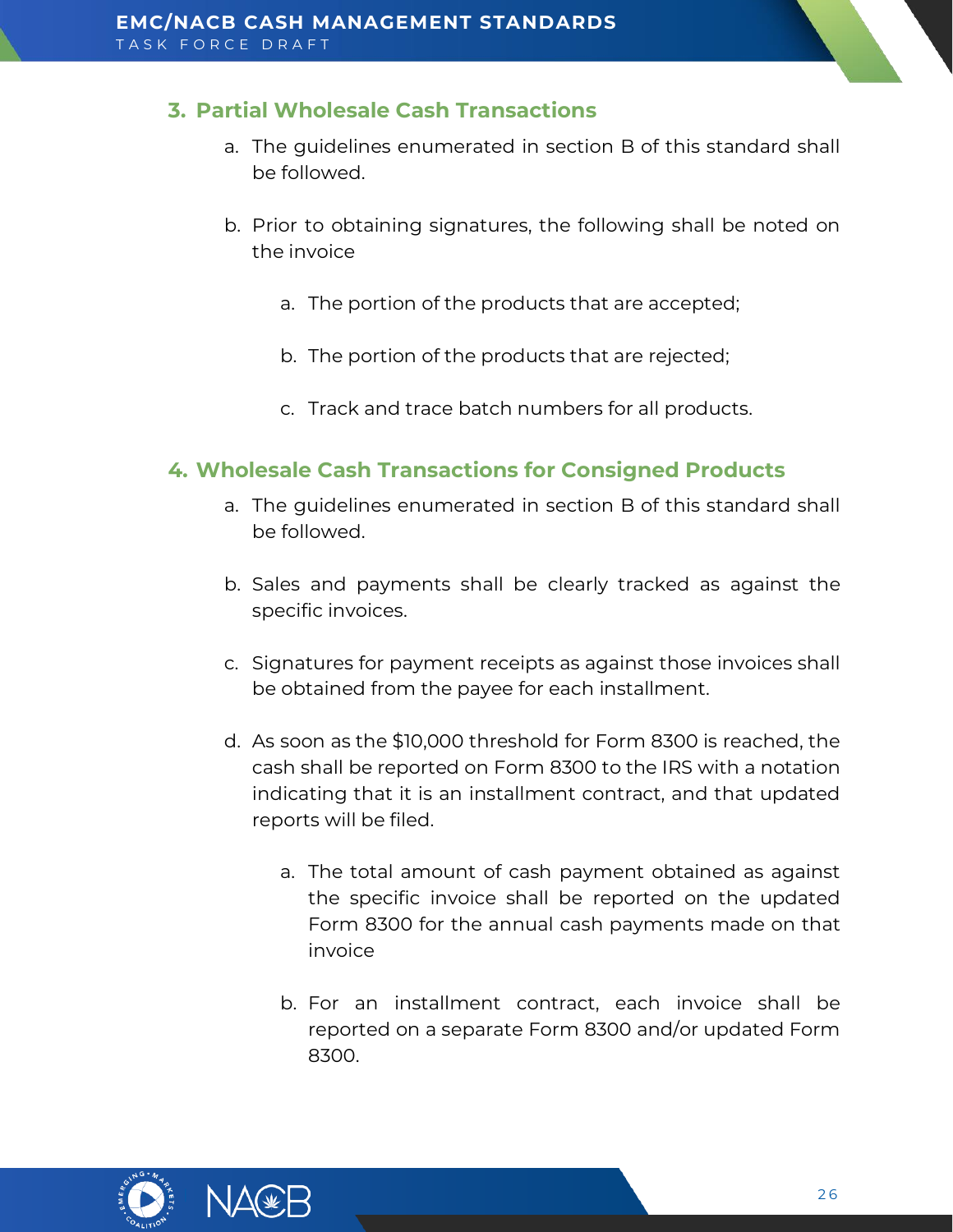### 3. Partial Wholesale Cash Transactions

a. The guidelines enumerated in section B of this standard shall be followed.

b. Prior to obtaining signatures, the following shall be noted on the invoice

   a. The portion of the products that are accepted;

   b. The portion of the products that are rejected;

   c. Track and trace batch numbers for all products.

### 4. Wholesale Cash Transactions for Consigned Products

a. The guidelines enumerated in section B of this standard shall be followed.

b. Sales and payments shall be clearly tracked as against the specific invoices.

c. Signatures for payment receipts as against those invoices shall be obtained from the payee for each installment.

d. As soon as the $10,000 threshold for Form 8300 is reached, the cash shall be reported on Form 8300 to the IRS with a notation indicating that it is an installment contract, and that updated reports will be filed.

   a. The total amount of cash payment obtained as against the specific invoice shall be reported on the updated Form 8300 for the annual cash payments made on that invoice

   b. For an installment contract, each invoice shall be reported on a separate Form 8300 and/or updated Form 8300.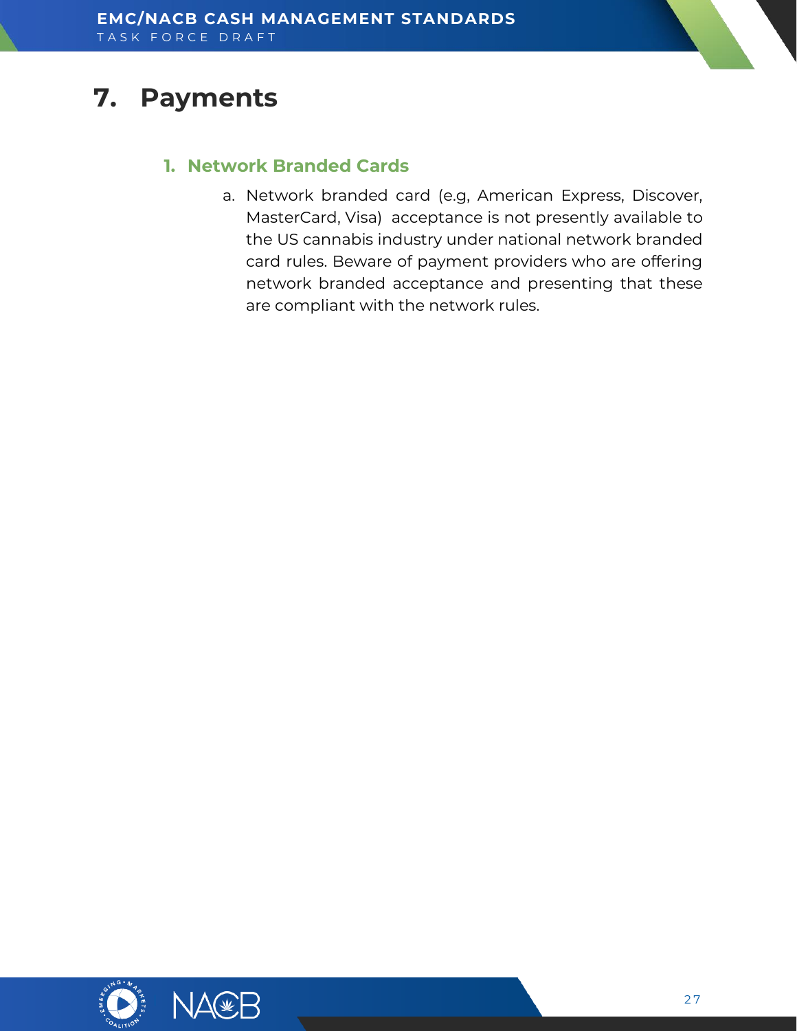# 7. Payments

## 1. Network Branded Cards

a. Network branded card (e.g, American Express, Discover, MasterCard, Visa) acceptance is not presently available to the US cannabis industry under national network branded card rules. Beware of payment providers who are offering network branded acceptance and presenting that these are compliant with the network rules.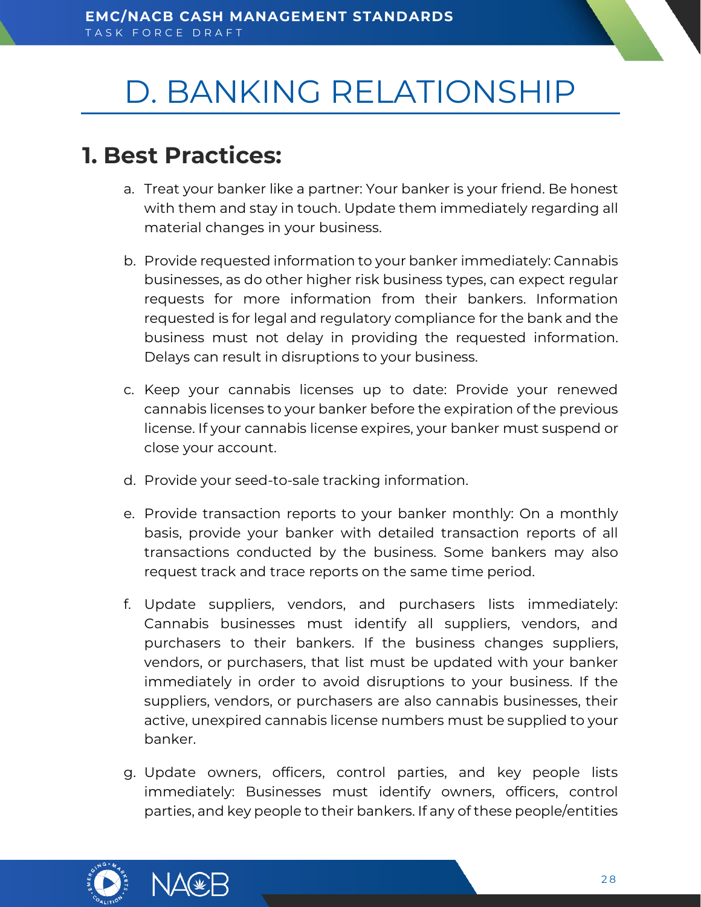# D. BANKING RELATIONSHIP

## 1. Best Practices:

a. Treat your banker like a partner: Your banker is your friend. Be honest with them and stay in touch. Update them immediately regarding all material changes in your business.

b. Provide requested information to your banker immediately: Cannabis businesses, as do other higher risk business types, can expect regular requests for more information from their bankers. Information requested is for legal and regulatory compliance for the bank and the business must not delay in providing the requested information. Delays can result in disruptions to your business.

c. Keep your cannabis licenses up to date: Provide your renewed cannabis licenses to your banker before the expiration of the previous license. If your cannabis license expires, your banker must suspend or close your account.

d. Provide your seed-to-sale tracking information.

e. Provide transaction reports to your banker monthly: On a monthly basis, provide your banker with detailed transaction reports of all transactions conducted by the business. Some bankers may also request track and trace reports on the same time period.

f. Update suppliers, vendors, and purchasers lists immediately: Cannabis businesses must identify all suppliers, vendors, and purchasers to their bankers. If the business changes suppliers, vendors, or purchasers, that list must be updated with your banker immediately in order to avoid disruptions to your business. If the suppliers, vendors, or purchasers are also cannabis businesses, their active, unexpired cannabis license numbers must be supplied to your banker.

g. Update owners, officers, control parties, and key people lists immediately: Businesses must identify owners, officers, control parties, and key people to their bankers. If any of these people/entities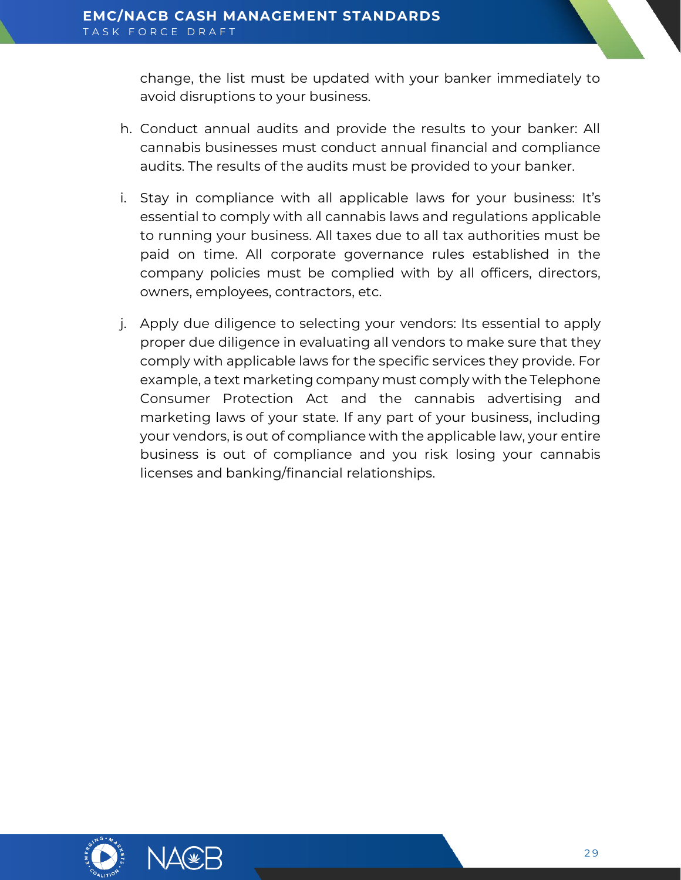change, the list must be updated with your banker immediately to avoid disruptions to your business.

h. Conduct annual audits and provide the results to your banker: All cannabis businesses must conduct annual financial and compliance audits. The results of the audits must be provided to your banker.

i. Stay in compliance with all applicable laws for your business: It's essential to comply with all cannabis laws and regulations applicable to running your business. All taxes due to all tax authorities must be paid on time. All corporate governance rules established in the company policies must be complied with by all officers, directors, owners, employees, contractors, etc.

j. Apply due diligence to selecting your vendors: Its essential to apply proper due diligence in evaluating all vendors to make sure that they comply with applicable laws for the specific services they provide. For example, a text marketing company must comply with the Telephone Consumer Protection Act and the cannabis advertising and marketing laws of your state. If any part of your business, including your vendors, is out of compliance with the applicable law, your entire business is out of compliance and you risk losing your cannabis licenses and banking/financial relationships.